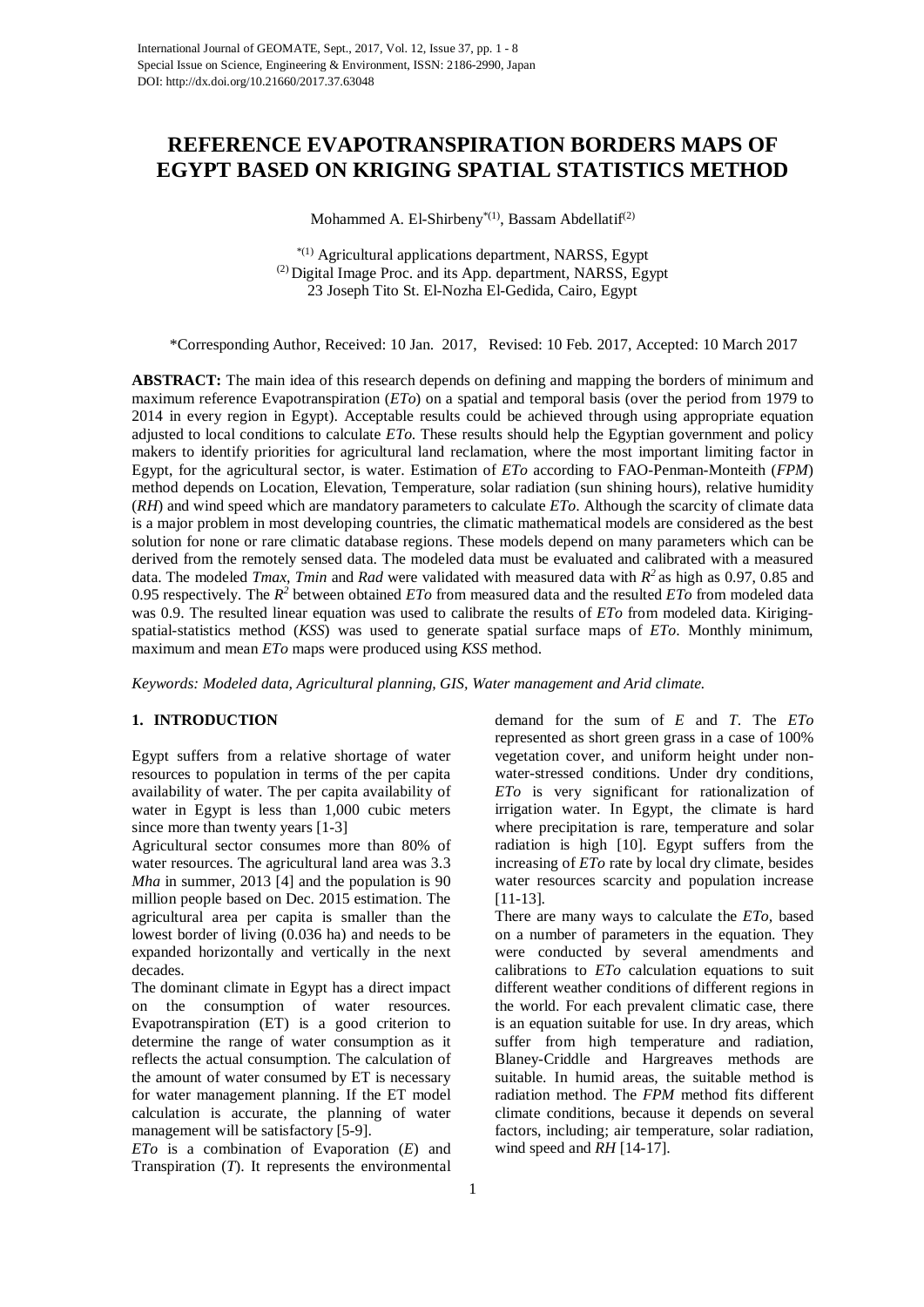# REFERENCE EVAPOTRANSPIRATION BORDERS MAPS OF EGYPT BASED ON KRIGING SPATIAL STATISTICS METHOD

Mohammed A. El-Shirbeny*(1), Bassam Abdellatif(2)

*(1) Agricultural applications department, NARSS, Egypt
(2) Digital Image Proc. and its App. department, NARSS, Egypt
23 Joseph Tito St. El-Nozha El-Gedida, Cairo, Egypt

*Corresponding Author, Received: 10 Jan. 2017, Revised: 10 Feb. 2017, Accepted: 10 March 2017

**ABSTRACT:** The main idea of this research depends on defining and mapping the borders of minimum and maximum reference Evapotranspiration (*ETo*) on a spatial and temporal basis (over the period from 1979 to 2014 in every region in Egypt). Acceptable results could be achieved through using appropriate equation adjusted to local conditions to calculate *ETo*. These results should help the Egyptian government and policy makers to identify priorities for agricultural land reclamation, where the most important limiting factor in Egypt, for the agricultural sector, is water. Estimation of *ETo* according to FAO-Penman-Monteith (*FPM*) method depends on Location, Elevation, Temperature, solar radiation (sun shining hours), relative humidity (*RH*) and wind speed which are mandatory parameters to calculate *ETo*. Although the scarcity of climate data is a major problem in most developing countries, the climatic mathematical models are considered as the best solution for none or rare climatic database regions. These models depend on many parameters which can be derived from the remotely sensed data. The modeled data must be evaluated and calibrated with a measured data. The modeled *Tmax*, *Tmin* and *Rad* were validated with measured data with $R^2$ as high as 0.97, 0.85 and 0.95 respectively. The $R^2$ between obtained *ETo* from measured data and the resulted *ETo* from modeled data was 0.9. The resulted linear equation was used to calibrate the results of *ETo* from modeled data. Kiriging-spatial-statistics method (*KSS*) was used to generate spatial surface maps of *ETo*. Monthly minimum, maximum and mean *ETo* maps were produced using *KSS* method.

*Keywords: Modeled data, Agricultural planning, GIS, Water management and Arid climate.*

## 1. INTRODUCTION

Egypt suffers from a relative shortage of water resources to population in terms of the per capita availability of water. The per capita availability of water in Egypt is less than 1,000 cubic meters since more than twenty years [1-3]

Agricultural sector consumes more than 80% of water resources. The agricultural land area was 3.3 *Mha* in summer, 2013 [4] and the population is 90 million people based on Dec. 2015 estimation. The agricultural area per capita is smaller than the lowest border of living (0.036 ha) and needs to be expanded horizontally and vertically in the next decades.

The dominant climate in Egypt has a direct impact on the consumption of water resources. Evapotranspiration (ET) is a good criterion to determine the range of water consumption as it reflects the actual consumption. The calculation of the amount of water consumed by ET is necessary for water management planning. If the ET model calculation is accurate, the planning of water management will be satisfactory [5-9].

*ETo* is a combination of Evaporation (*E*) and Transpiration (*T*). It represents the environmental demand for the sum of *E* and *T*. The *ETo* represented as short green grass in a case of 100% vegetation cover, and uniform height under non-water-stressed conditions. Under dry conditions, *ETo* is very significant for rationalization of irrigation water. In Egypt, the climate is hard where precipitation is rare, temperature and solar radiation is high [10]. Egypt suffers from the increasing of *ETo* rate by local dry climate, besides water resources scarcity and population increase [11-13].

There are many ways to calculate the *ETo*, based on a number of parameters in the equation. They were conducted by several amendments and calibrations to *ETo* calculation equations to suit different weather conditions of different regions in the world. For each prevalent climatic case, there is an equation suitable for use. In dry areas, which suffer from high temperature and radiation, Blaney-Criddle and Hargreaves methods are suitable. In humid areas, the suitable method is radiation method. The *FPM* method fits different climate conditions, because it depends on several factors, including; air temperature, solar radiation, wind speed and *RH* [14-17].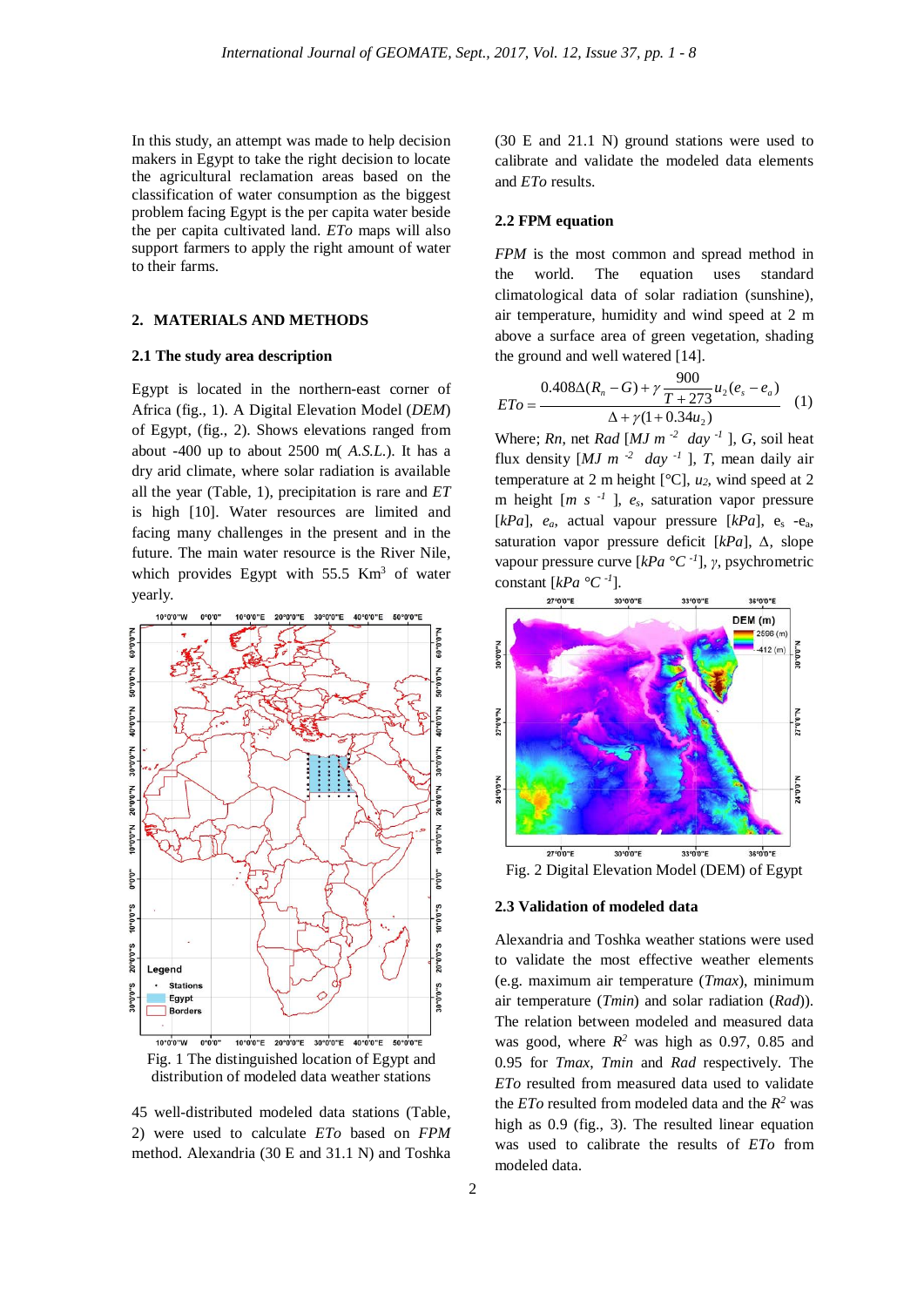In this study, an attempt was made to help decision makers in Egypt to take the right decision to locate the agricultural reclamation areas based on the classification of water consumption as the biggest problem facing Egypt is the per capita water beside the per capita cultivated land. *ETo* maps will also support farmers to apply the right amount of water to their farms.

## 2. MATERIALS AND METHODS

### 2.1 The study area description

Egypt is located in the northern-east corner of Africa (fig., 1). A Digital Elevation Model (*DEM*) of Egypt, (fig., 2). Shows elevations ranged from about -400 up to about 2500 m( *A.S.L.*). It has a dry arid climate, where solar radiation is available all the year (Table, 1), precipitation is rare and *ET* is high [10]. Water resources are limited and facing many challenges in the present and in the future. The main water resource is the River Nile, which provides Egypt with 55.5 $Km^3$ of water yearly.

Fig. 1 The distinguished location of Egypt and distribution of modeled data weather stations

45 well-distributed modeled data stations (Table, 2) were used to calculate *ETo* based on *FPM* method. Alexandria (30 E and 31.1 N) and Toshka (30 E and 21.1 N) ground stations were used to calibrate and validate the modeled data elements and *ETo* results.

### 2.2 FPM equation

*FPM* is the most common and spread method in the world. The equation uses standard climatological data of solar radiation (sunshine), air temperature, humidity and wind speed at 2 m above a surface area of green vegetation, shading the ground and well watered [14].

$$ETo = \frac{0.408\Delta(R_n - G) + \gamma\dfrac{900}{T+273}u_2(e_s - e_a)}{\Delta + \gamma(1+0.34u_2)} \quad (1)$$

Where; *Rn*, net *Rad* [$MJ\ m^{-2}\ day^{-1}$], *G*, soil heat flux density [$MJ\ m^{-2}\ day^{-1}$], *T*, mean daily air temperature at 2 m height [°C], $u_2$, wind speed at 2 m height [$m\ s^{-1}$], $e_s$, saturation vapor pressure [*kPa*], $e_a$, actual vapour pressure [*kPa*], $e_s - e_a$, saturation vapor pressure deficit [*kPa*], $\Delta$, slope vapour pressure curve [$kPa\ °C^{-1}$], $\gamma$, psychrometric constant [$kPa\ °C^{-1}$].

Fig. 2 Digital Elevation Model (DEM) of Egypt

### 2.3 Validation of modeled data

Alexandria and Toshka weather stations were used to validate the most effective weather elements (e.g. maximum air temperature (*Tmax*), minimum air temperature (*Tmin*) and solar radiation (*Rad*)). The relation between modeled and measured data was good, where $R^2$ was high as 0.97, 0.85 and 0.95 for *Tmax*, *Tmin* and *Rad* respectively. The *ETo* resulted from measured data used to validate the *ETo* resulted from modeled data and the $R^2$ was high as 0.9 (fig., 3). The resulted linear equation was used to calibrate the results of *ETo* from modeled data.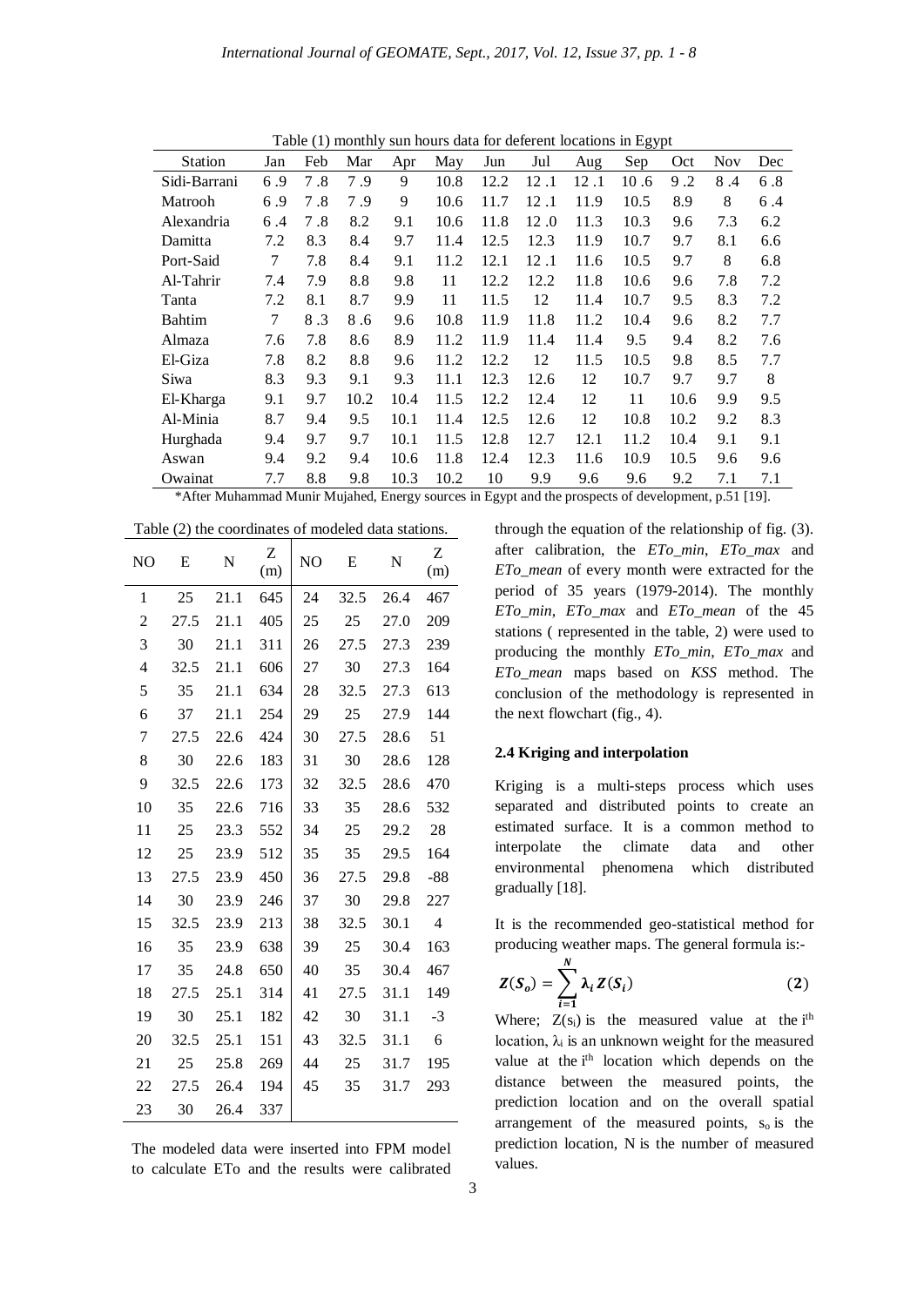Table (1) monthly sun hours data for deferent locations in Egypt

| Station | Jan | Feb | Mar | Apr | May | Jun | Jul | Aug | Sep | Oct | Nov | Dec |
|---|---|---|---|---|---|---|---|---|---|---|---|---|
| Sidi-Barrani | 6 .9 | 7 .8 | 7 .9 | 9 | 10.8 | 12.2 | 12 .1 | 12 .1 | 10 .6 | 9 .2 | 8 .4 | 6 .8 |
| Matrooh | 6 .9 | 7 .8 | 7 .9 | 9 | 10.6 | 11.7 | 12 .1 | 11.9 | 10.5 | 8.9 | 8 | 6 .4 |
| Alexandria | 6 .4 | 7 .8 | 8.2 | 9.1 | 10.6 | 11.8 | 12 .0 | 11.3 | 10.3 | 9.6 | 7.3 | 6.2 |
| Damitta | 7.2 | 8.3 | 8.4 | 9.7 | 11.4 | 12.5 | 12.3 | 11.9 | 10.7 | 9.7 | 8.1 | 6.6 |
| Port-Said | 7 | 7.8 | 8.4 | 9.1 | 11.2 | 12.1 | 12 .1 | 11.6 | 10.5 | 9.7 | 8 | 6.8 |
| Al-Tahrir | 7.4 | 7.9 | 8.8 | 9.8 | 11 | 12.2 | 12.2 | 11.8 | 10.6 | 9.6 | 7.8 | 7.2 |
| Tanta | 7.2 | 8.1 | 8.7 | 9.9 | 11 | 11.5 | 12 | 11.4 | 10.7 | 9.5 | 8.3 | 7.2 |
| Bahtim | 7 | 8 .3 | 8 .6 | 9.6 | 10.8 | 11.9 | 11.8 | 11.2 | 10.4 | 9.6 | 8.2 | 7.7 |
| Almaza | 7.6 | 7.8 | 8.6 | 8.9 | 11.2 | 11.9 | 11.4 | 11.4 | 9.5 | 9.4 | 8.2 | 7.6 |
| El-Giza | 7.8 | 8.2 | 8.8 | 9.6 | 11.2 | 12.2 | 12 | 11.5 | 10.5 | 9.8 | 8.5 | 7.7 |
| Siwa | 8.3 | 9.3 | 9.1 | 9.3 | 11.1 | 12.3 | 12.6 | 12 | 10.7 | 9.7 | 9.7 | 8 |
| El-Kharga | 9.1 | 9.7 | 10.2 | 10.4 | 11.5 | 12.2 | 12.4 | 12 | 11 | 10.6 | 9.9 | 9.5 |
| Al-Minia | 8.7 | 9.4 | 9.5 | 10.1 | 11.4 | 12.5 | 12.6 | 12 | 10.8 | 10.2 | 9.2 | 8.3 |
| Hurghada | 9.4 | 9.7 | 9.7 | 10.1 | 11.5 | 12.8 | 12.7 | 12.1 | 11.2 | 10.4 | 9.1 | 9.1 |
| Aswan | 9.4 | 9.2 | 9.4 | 10.6 | 11.8 | 12.4 | 12.3 | 11.6 | 10.9 | 10.5 | 9.6 | 9.6 |
| Owainat | 7.7 | 8.8 | 9.8 | 10.3 | 10.2 | 10 | 9.9 | 9.6 | 9.6 | 9.2 | 7.1 | 7.1 |

*After Muhammad Munir Mujahed, Energy sources in Egypt and the prospects of development, p.51 [19].

Table (2) the coordinates of modeled data stations.

| NO | E | N | Z (m) | NO | E | N | Z (m) |
|---|---|---|---|---|---|---|---|
| 1 | 25 | 21.1 | 645 | 24 | 32.5 | 26.4 | 467 |
| 2 | 27.5 | 21.1 | 405 | 25 | 25 | 27.0 | 209 |
| 3 | 30 | 21.1 | 311 | 26 | 27.5 | 27.3 | 239 |
| 4 | 32.5 | 21.1 | 606 | 27 | 30 | 27.3 | 164 |
| 5 | 35 | 21.1 | 634 | 28 | 32.5 | 27.3 | 613 |
| 6 | 37 | 21.1 | 254 | 29 | 25 | 27.9 | 144 |
| 7 | 27.5 | 22.6 | 424 | 30 | 27.5 | 28.6 | 51 |
| 8 | 30 | 22.6 | 183 | 31 | 30 | 28.6 | 128 |
| 9 | 32.5 | 22.6 | 173 | 32 | 32.5 | 28.6 | 470 |
| 10 | 35 | 22.6 | 716 | 33 | 35 | 28.6 | 532 |
| 11 | 25 | 23.3 | 552 | 34 | 25 | 29.2 | 28 |
| 12 | 25 | 23.9 | 512 | 35 | 35 | 29.5 | 164 |
| 13 | 27.5 | 23.9 | 450 | 36 | 27.5 | 29.8 | -88 |
| 14 | 30 | 23.9 | 246 | 37 | 30 | 29.8 | 227 |
| 15 | 32.5 | 23.9 | 213 | 38 | 32.5 | 30.1 | 4 |
| 16 | 35 | 23.9 | 638 | 39 | 25 | 30.4 | 163 |
| 17 | 35 | 24.8 | 650 | 40 | 35 | 30.4 | 467 |
| 18 | 27.5 | 25.1 | 314 | 41 | 27.5 | 31.1 | 149 |
| 19 | 30 | 25.1 | 182 | 42 | 30 | 31.1 | -3 |
| 20 | 32.5 | 25.1 | 151 | 43 | 32.5 | 31.1 | 6 |
| 21 | 25 | 25.8 | 269 | 44 | 25 | 31.7 | 195 |
| 22 | 27.5 | 26.4 | 194 | 45 | 35 | 31.7 | 293 |
| 23 | 30 | 26.4 | 337 | | | | |

The modeled data were inserted into FPM model to calculate ETo and the results were calibrated through the equation of the relationship of fig. (3). after calibration, the *ETo_min*, *ETo_max* and *ETo_mean* of every month were extracted for the period of 35 years (1979-2014). The monthly *ETo_min*, *ETo_max* and *ETo_mean* of the 45 stations ( represented in the table, 2) were used to producing the monthly *ETo_min*, *ETo_max* and *ETo_mean* maps based on *KSS* method. The conclusion of the methodology is represented in the next flowchart (fig., 4).

### 2.4 Kriging and interpolation

Kriging is a multi-steps process which uses separated and distributed points to create an estimated surface. It is a common method to interpolate the climate data and other environmental phenomena which distributed gradually [18].

It is the recommended geo-statistical method for producing weather maps. The general formula is:-

$$\boldsymbol{Z(S_o) = \sum_{i=1}^{N} \lambda_i Z(S_i)} \qquad (\mathbf{2})$$

Where; $Z(s_i)$ is the measured value at the i[th] location, $\lambda_i$ is an unknown weight for the measured value at the i[th] location which depends on the distance between the measured points, the prediction location and on the overall spatial arrangement of the measured points, $s_o$ is the prediction location, N is the number of measured values.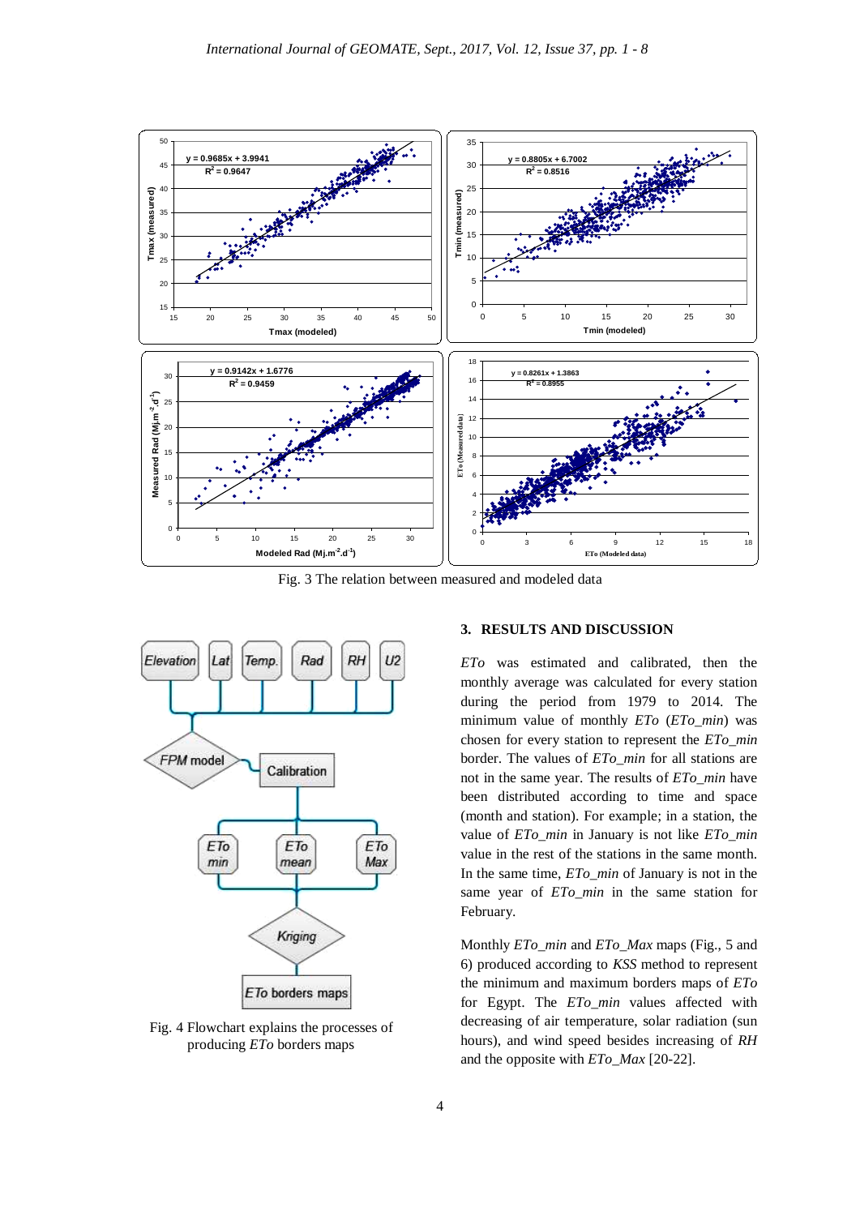Fig. 3 The relation between measured and modeled data

Fig. 4 Flowchart explains the processes of producing *ETo* borders maps

## 3. RESULTS AND DISCUSSION

*ETo* was estimated and calibrated, then the monthly average was calculated for every station during the period from 1979 to 2014. The minimum value of monthly *ETo* (*ETo_min*) was chosen for every station to represent the *ETo_min* border. The values of *ETo_min* for all stations are not in the same year. The results of *ETo_min* have been distributed according to time and space (month and station). For example; in a station, the value of *ETo_min* in January is not like *ETo_min* value in the rest of the stations in the same month. In the same time, *ETo_min* of January is not in the same year of *ETo_min* in the same station for February.

Monthly *ETo_min* and *ETo_Max* maps (Fig., 5 and 6) produced according to *KSS* method to represent the minimum and maximum borders maps of *ETo* for Egypt. The *ETo_min* values affected with decreasing of air temperature, solar radiation (sun hours), and wind speed besides increasing of *RH* and the opposite with *ETo_Max* [20-22].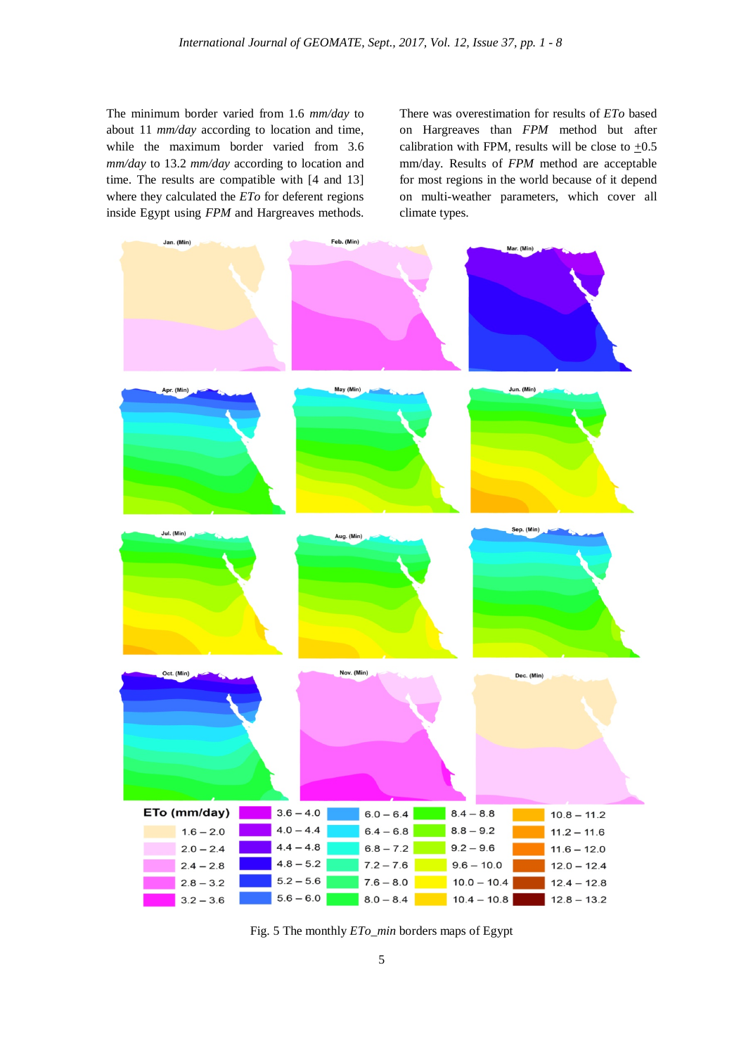The minimum border varied from 1.6 *mm/day* to about 11 *mm/day* according to location and time, while the maximum border varied from 3.6 *mm/day* to 13.2 *mm/day* according to location and time. The results are compatible with [4 and 13] where they calculated the *ETo* for deferent regions inside Egypt using *FPM* and Hargreaves methods.

There was overestimation for results of *ETo* based on Hargreaves than *FPM* method but after calibration with FPM, results will be close to $\pm$0.5 mm/day. Results of *FPM* method are acceptable for most regions in the world because of it depend on multi-weather parameters, which cover all climate types.

Fig. 5 The monthly *ETo_min* borders maps of Egypt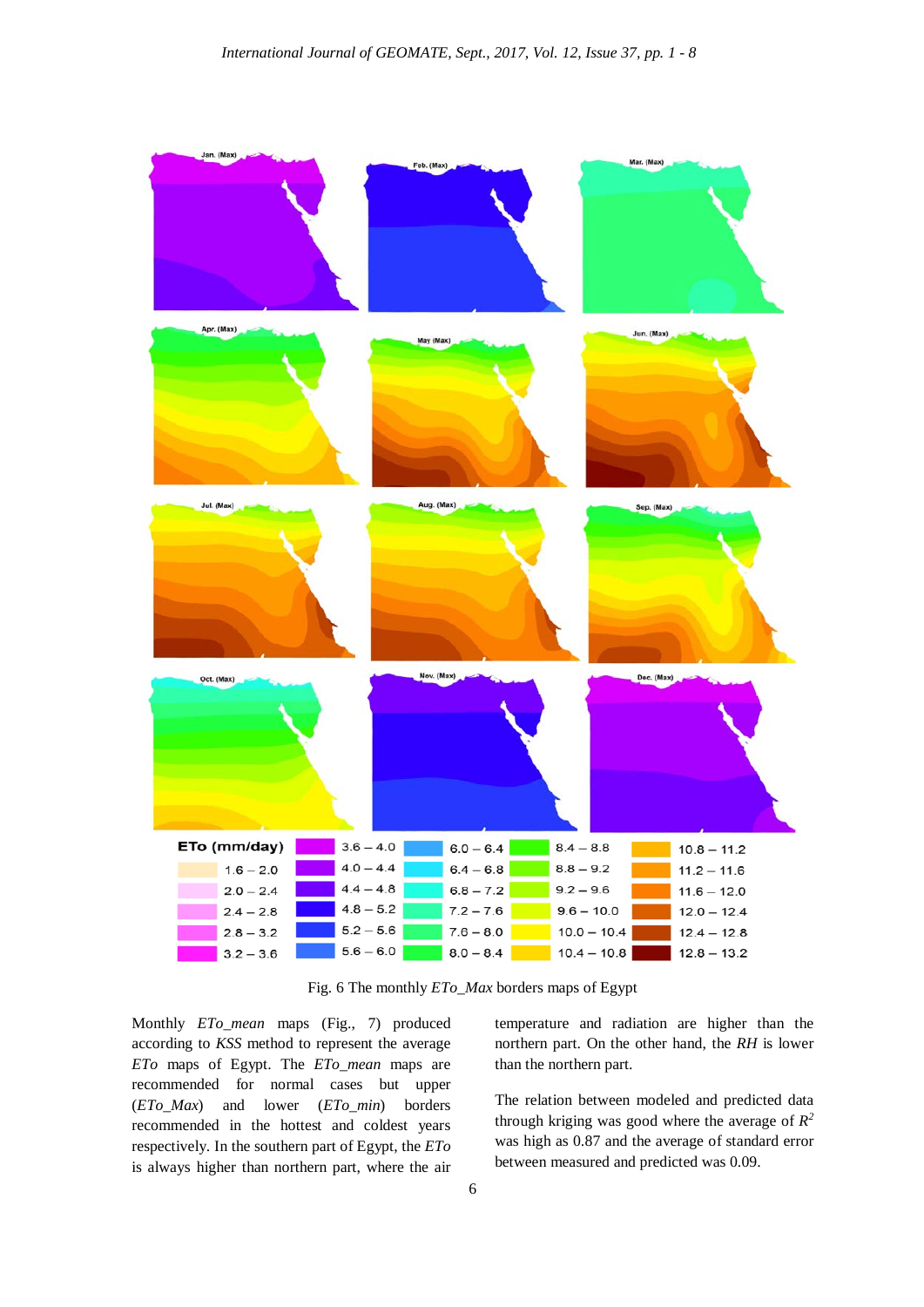Fig. 6 The monthly *ETo_Max* borders maps of Egypt

Monthly *ETo_mean* maps (Fig., 7) produced according to *KSS* method to represent the average *ETo* maps of Egypt. The *ETo_mean* maps are recommended for normal cases but upper (*ETo_Max*) and lower (*ETo_min*) borders recommended in the hottest and coldest years respectively. In the southern part of Egypt, the *ETo* is always higher than northern part, where the air temperature and radiation are higher than the northern part. On the other hand, the *RH* is lower than the northern part.

The relation between modeled and predicted data through kriging was good where the average of $R^2$ was high as 0.87 and the average of standard error between measured and predicted was 0.09.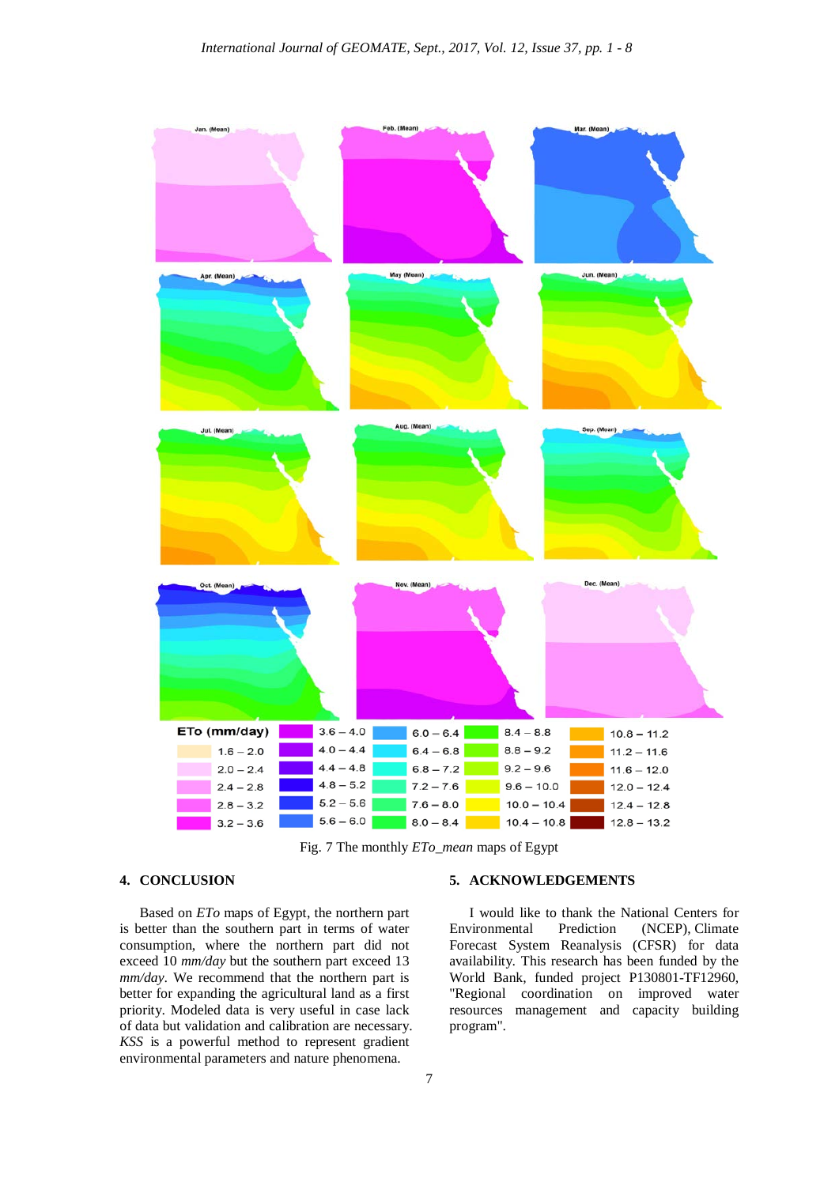Fig. 7 The monthly *ETo_mean* maps of Egypt

## 4. CONCLUSION

Based on *ETo* maps of Egypt, the northern part is better than the southern part in terms of water consumption, where the northern part did not exceed 10 *mm/day* but the southern part exceed 13 *mm/day*. We recommend that the northern part is better for expanding the agricultural land as a first priority. Modeled data is very useful in case lack of data but validation and calibration are necessary. *KSS* is a powerful method to represent gradient environmental parameters and nature phenomena.

## 5. ACKNOWLEDGEMENTS

I would like to thank the National Centers for Environmental Prediction (NCEP), Climate Forecast System Reanalysis (CFSR) for data availability. This research has been funded by the World Bank, funded project P130801-TF12960, "Regional coordination on improved water resources management and capacity building program".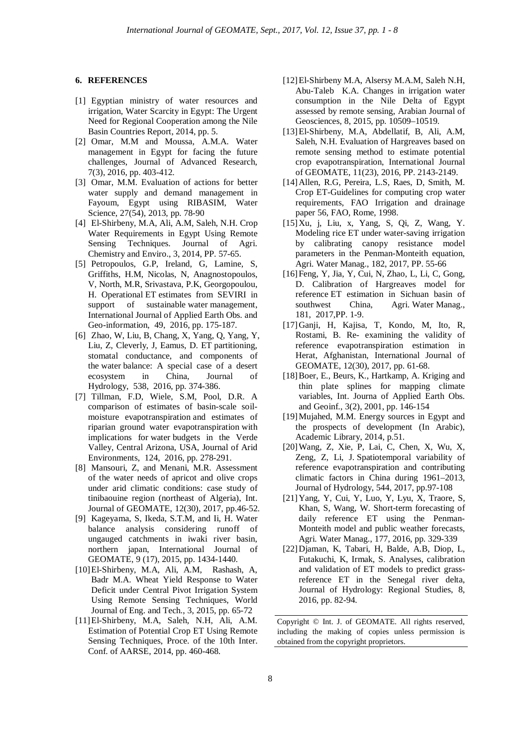## 6. REFERENCES

[1] Egyptian ministry of water resources and irrigation, Water Scarcity in Egypt: The Urgent Need for Regional Cooperation among the Nile Basin Countries Report, 2014, pp. 5.

[2] Omar, M.M and Moussa, A.M.A. Water management in Egypt for facing the future challenges, Journal of Advanced Research, 7(3), 2016, pp. 403-412.

[3] Omar, M.M. Evaluation of actions for better water supply and demand management in Fayoum, Egypt using RIBASIM, Water Science, 27(54), 2013, pp. 78-90

[4] El-Shirbeny, M.A, Ali, A.M, Saleh, N.H. Crop Water Requirements in Egypt Using Remote Sensing Techniques. Journal of Agri. Chemistry and Enviro., 3, 2014, PP. 57-65.

[5] Petropoulos, G.P, Ireland, G, Lamine, S, Griffiths, H.M, Nicolas, N, Anagnostopoulos, V, North, M.R, Srivastava, P.K, Georgopoulou, H. Operational ET estimates from SEVIRI in support of sustainable water management, International Journal of Applied Earth Obs. and Geo-information, 49, 2016, pp. 175-187.

[6] Zhao, W, Liu, B, Chang, X, Yang, Q, Yang, Y, Liu, Z, Cleverly, J, Eamus, D. ET partitioning, stomatal conductance, and components of the water balance: A special case of a desert ecosystem in China, Journal of Hydrology, 538, 2016, pp. 374-386.

[7] Tillman, F.D, Wiele, S.M, Pool, D.R. A comparison of estimates of basin-scale soil-moisture evapotranspiration and estimates of riparian ground water evapotranspiration with implications for water budgets in the Verde Valley, Central Arizona, USA, Journal of Arid Environments, 124, 2016, pp. 278-291.

[8] Mansouri, Z, and Menani, M.R. Assessment of the water needs of apricot and olive crops under arid climatic conditions: case study of tinibaouine region (northeast of Algeria), Int. Journal of GEOMATE, 12(30), 2017, pp.46-52.

[9] Kageyama, S, Ikeda, S.T.M, and Ii, H. Water balance analysis considering runoff of ungauged catchments in iwaki river basin, northern japan, International Journal of GEOMATE, 9 (17), 2015, pp. 1434-1440.

[10] El-Shirbeny, M.A, Ali, A.M, Rashash, A, Badr M.A. Wheat Yield Response to Water Deficit under Central Pivot Irrigation System Using Remote Sensing Techniques, World Journal of Eng. and Tech., 3, 2015, pp. 65-72

[11] El-Shirbeny, M.A, Saleh, N.H, Ali, A.M. Estimation of Potential Crop ET Using Remote Sensing Techniques, Proce. of the 10th Inter. Conf. of AARSE, 2014, pp. 460-468.

[12] El-Shirbeny M.A, Alsersy M.A.M, Saleh N.H, Abu-Taleb K.A. Changes in irrigation water consumption in the Nile Delta of Egypt assessed by remote sensing, Arabian Journal of Geosciences, 8, 2015, pp. 10509–10519.

[13] El-Shirbeny, M.A, Abdellatif, B, Ali, A.M, Saleh, N.H. Evaluation of Hargreaves based on remote sensing method to estimate potential crop evapotranspiration, International Journal of GEOMATE, 11(23), 2016, PP. 2143-2149.

[14] Allen, R.G, Pereira, L.S, Raes, D, Smith, M. Crop ET-Guidelines for computing crop water requirements, FAO Irrigation and drainage paper 56, FAO, Rome, 1998.

[15] Xu, j, Liu, x, Yang, S, Qi, Z, Wang, Y. Modeling rice ET under water-saving irrigation by calibrating canopy resistance model parameters in the Penman-Monteith equation, Agri. Water Manag., 182, 2017, PP. 55-66

[16] Feng, Y, Jia, Y, Cui, N, Zhao, L, Li, C, Gong, D. Calibration of Hargreaves model for reference ET estimation in Sichuan basin of southwest China, Agri. Water Manag., 181, 2017,PP. 1-9.

[17] Ganji, H, Kajisa, T, Kondo, M, Ito, R, Rostami, B. Re- examining the validity of reference evapotranspiration estimation in Herat, Afghanistan, International Journal of GEOMATE, 12(30), 2017, pp. 61-68.

[18] Boer, E., Beurs, K., Hartkamp, A. Kriging and thin plate splines for mapping climate variables, Int. Journa of Applied Earth Obs. and Geoinf., 3(2), 2001, pp. 146-154

[19] Mujahed, M.M. Energy sources in Egypt and the prospects of development (In Arabic), Academic Library, 2014, p.51.

[20] Wang, Z, Xie, P, Lai, C, Chen, X, Wu, X, Zeng, Z, Li, J. Spatiotemporal variability of reference evapotranspiration and contributing climatic factors in China during 1961–2013, Journal of Hydrology, 544, 2017, pp.97-108

[21] Yang, Y, Cui, Y, Luo, Y, Lyu, X, Traore, S, Khan, S, Wang, W. Short-term forecasting of daily reference ET using the Penman-Monteith model and public weather forecasts, Agri. Water Manag., 177, 2016, pp. 329-339

[22] Djaman, K, Tabari, H, Balde, A.B, Diop, L, Futakuchi, K, Irmak, S. Analyses, calibration and validation of ET models to predict grass-reference ET in the Senegal river delta, Journal of Hydrology: Regional Studies, 8, 2016, pp. 82-94.

Copyright © Int. J. of GEOMATE. All rights reserved, including the making of copies unless permission is obtained from the copyright proprietors.